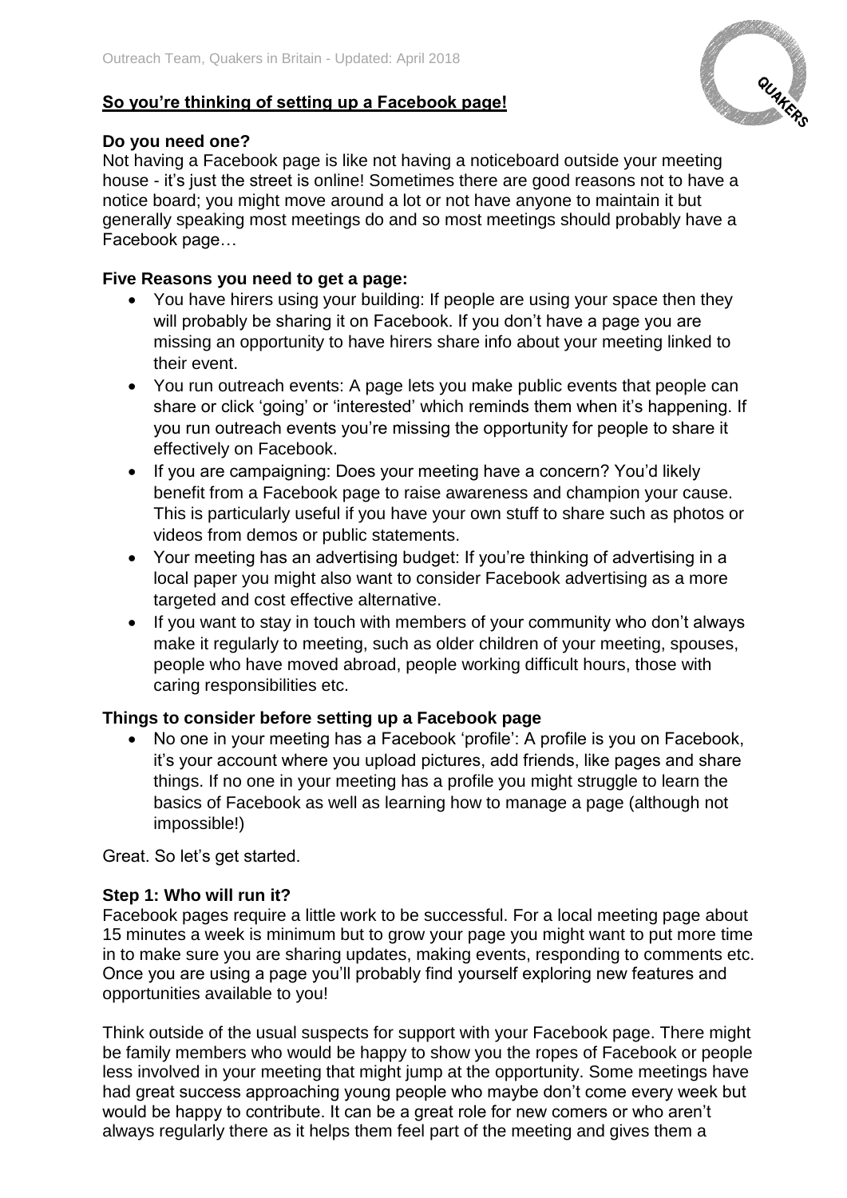Outreach Team, Quakers in Britain - Updated: April 2018

## So you're thinking of setting up a Facebook page!

### Do you need one?

Not having a Facebook page is like not having a noticeboard outside your meeting house - it's just the street is online! Sometimes there are good reasons not to have a notice board; you might move around a lot or not have anyone to maintain it but generally speaking most meetings do and so most meetings should probably have a Facebook page…

### Five Reasons you need to get a page:

- You have hirers using your building: If people are using your space then they will probably be sharing it on Facebook. If you don't have a page you are missing an opportunity to have hirers share info about your meeting linked to their event.
- You run outreach events: A page lets you make public events that people can share or click 'going' or 'interested' which reminds them when it's happening. If you run outreach events you're missing the opportunity for people to share it effectively on Facebook.
- If you are campaigning: Does your meeting have a concern? You'd likely benefit from a Facebook page to raise awareness and champion your cause. This is particularly useful if you have your own stuff to share such as photos or videos from demos or public statements.
- Your meeting has an advertising budget: If you're thinking of advertising in a local paper you might also want to consider Facebook advertising as a more targeted and cost effective alternative.
- If you want to stay in touch with members of your community who don't always make it regularly to meeting, such as older children of your meeting, spouses, people who have moved abroad, people working difficult hours, those with caring responsibilities etc.

### Things to consider before setting up a Facebook page

- No one in your meeting has a Facebook 'profile': A profile is you on Facebook, it's your account where you upload pictures, add friends, like pages and share things. If no one in your meeting has a profile you might struggle to learn the basics of Facebook as well as learning how to manage a page (although not impossible!)

Great. So let's get started.

### Step 1: Who will run it?

Facebook pages require a little work to be successful. For a local meeting page about 15 minutes a week is minimum but to grow your page you might want to put more time in to make sure you are sharing updates, making events, responding to comments etc. Once you are using a page you'll probably find yourself exploring new features and opportunities available to you!

Think outside of the usual suspects for support with your Facebook page. There might be family members who would be happy to show you the ropes of Facebook or people less involved in your meeting that might jump at the opportunity. Some meetings have had great success approaching young people who maybe don't come every week but would be happy to contribute. It can be a great role for new comers or who aren't always regularly there as it helps them feel part of the meeting and gives them a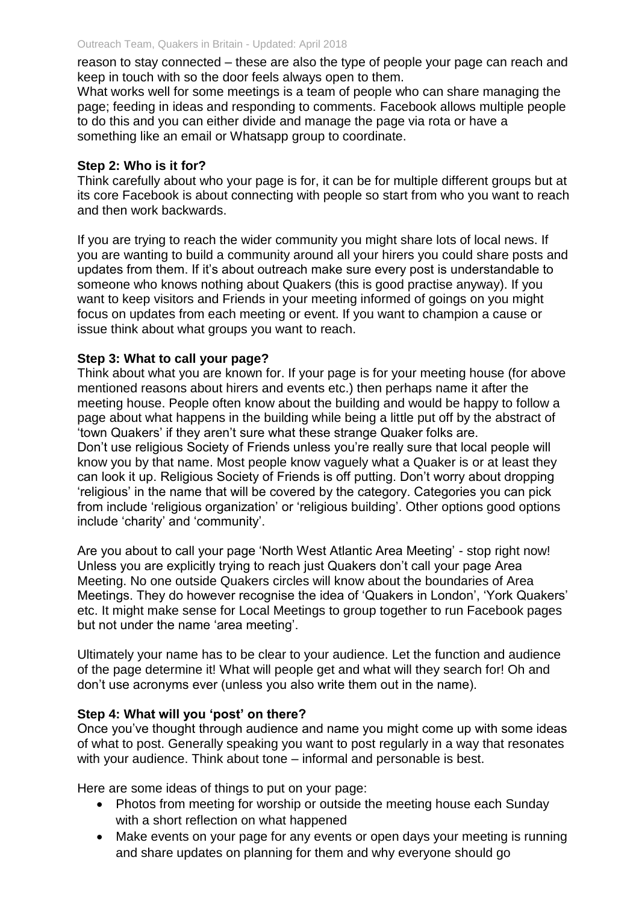reason to stay connected – these are also the type of people your page can reach and keep in touch with so the door feels always open to them.
What works well for some meetings is a team of people who can share managing the page; feeding in ideas and responding to comments. Facebook allows multiple people to do this and you can either divide and manage the page via rota or have a something like an email or Whatsapp group to coordinate.

**Step 2: Who is it for?**
Think carefully about who your page is for, it can be for multiple different groups but at its core Facebook is about connecting with people so start from who you want to reach and then work backwards.

If you are trying to reach the wider community you might share lots of local news. If you are wanting to build a community around all your hirers you could share posts and updates from them. If it's about outreach make sure every post is understandable to someone who knows nothing about Quakers (this is good practise anyway). If you want to keep visitors and Friends in your meeting informed of goings on you might focus on updates from each meeting or event. If you want to champion a cause or issue think about what groups you want to reach.

**Step 3: What to call your page?**
Think about what you are known for. If your page is for your meeting house (for above mentioned reasons about hirers and events etc.) then perhaps name it after the meeting house. People often know about the building and would be happy to follow a page about what happens in the building while being a little put off by the abstract of 'town Quakers' if they aren't sure what these strange Quaker folks are.
Don't use religious Society of Friends unless you're really sure that local people will know you by that name. Most people know vaguely what a Quaker is or at least they can look it up. Religious Society of Friends is off putting. Don't worry about dropping 'religious' in the name that will be covered by the category. Categories you can pick from include 'religious organization' or 'religious building'. Other options good options include 'charity' and 'community'.

Are you about to call your page 'North West Atlantic Area Meeting' - stop right now! Unless you are explicitly trying to reach just Quakers don't call your page Area Meeting. No one outside Quakers circles will know about the boundaries of Area Meetings. They do however recognise the idea of 'Quakers in London', 'York Quakers' etc. It might make sense for Local Meetings to group together to run Facebook pages but not under the name 'area meeting'.

Ultimately your name has to be clear to your audience. Let the function and audience of the page determine it! What will people get and what will they search for! Oh and don't use acronyms ever (unless you also write them out in the name).

**Step 4: What will you 'post' on there?**
Once you've thought through audience and name you might come up with some ideas of what to post. Generally speaking you want to post regularly in a way that resonates with your audience. Think about tone – informal and personable is best.

Here are some ideas of things to put on your page:

- Photos from meeting for worship or outside the meeting house each Sunday with a short reflection on what happened
- Make events on your page for any events or open days your meeting is running and share updates on planning for them and why everyone should go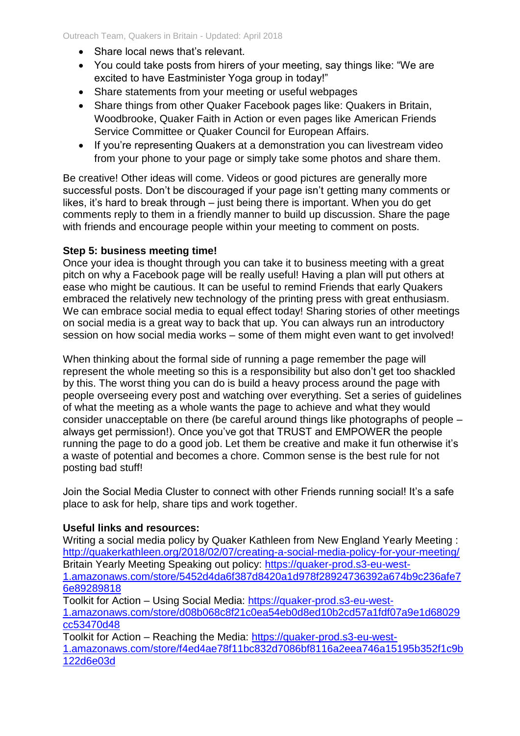- Share local news that's relevant.
- You could take posts from hirers of your meeting, say things like: "We are excited to have Eastminister Yoga group in today!"
- Share statements from your meeting or useful webpages
- Share things from other Quaker Facebook pages like: Quakers in Britain, Woodbrooke, Quaker Faith in Action or even pages like American Friends Service Committee or Quaker Council for European Affairs.
- If you're representing Quakers at a demonstration you can livestream video from your phone to your page or simply take some photos and share them.

Be creative! Other ideas will come. Videos or good pictures are generally more successful posts. Don't be discouraged if your page isn't getting many comments or likes, it's hard to break through – just being there is important. When you do get comments reply to them in a friendly manner to build up discussion. Share the page with friends and encourage people within your meeting to comment on posts.

**Step 5: business meeting time!**
Once your idea is thought through you can take it to business meeting with a great pitch on why a Facebook page will be really useful! Having a plan will put others at ease who might be cautious. It can be useful to remind Friends that early Quakers embraced the relatively new technology of the printing press with great enthusiasm. We can embrace social media to equal effect today! Sharing stories of other meetings on social media is a great way to back that up. You can always run an introductory session on how social media works – some of them might even want to get involved!

When thinking about the formal side of running a page remember the page will represent the whole meeting so this is a responsibility but also don't get too shackled by this. The worst thing you can do is build a heavy process around the page with people overseeing every post and watching over everything. Set a series of guidelines of what the meeting as a whole wants the page to achieve and what they would consider unacceptable on there (be careful around things like photographs of people – always get permission!). Once you've got that TRUST and EMPOWER the people running the page to do a good job. Let them be creative and make it fun otherwise it's a waste of potential and becomes a chore. Common sense is the best rule for not posting bad stuff!

Join the Social Media Cluster to connect with other Friends running social! It's a safe place to ask for help, share tips and work together.

**Useful links and resources:**
Writing a social media policy by Quaker Kathleen from New England Yearly Meeting : http://quakerkathleen.org/2018/02/07/creating-a-social-media-policy-for-your-meeting/
Britain Yearly Meeting Speaking out policy: https://quaker-prod.s3-eu-west-1.amazonaws.com/store/5452d4da6f387d8420a1d978f28924736392a674b9c236afe76e89289818
Toolkit for Action – Using Social Media: https://quaker-prod.s3-eu-west-1.amazonaws.com/store/d08b068c8f21c0ea54eb0d8ed10b2cd57a1fdf07a9e1d68029cc53470d48
Toolkit for Action – Reaching the Media: https://quaker-prod.s3-eu-west-1.amazonaws.com/store/f4ed4ae78f11bc832d7086bf8116a2eea746a15195b352f1c9b122d6e03d